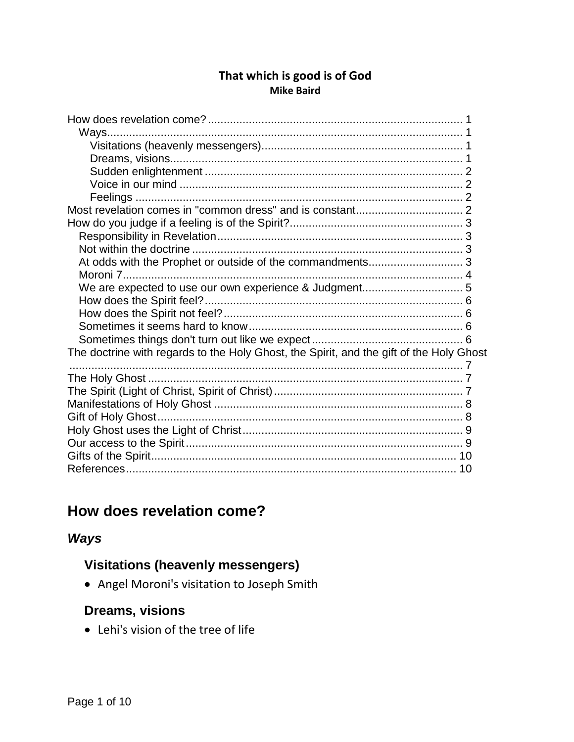**That which is good is of God**

**Mike Baird**

How does revelation come? ... 1
- Ways ... 1
  - Visitations (heavenly messengers) ... 1
  - Dreams, visions ... 1
  - Sudden enlightenment ... 2
  - Voice in our mind ... 2
  - Feelings ... 2

Most revelation comes in "common dress" and is constant ... 2

How do you judge if a feeling is of the Spirit? ... 3
- Responsibility in Revelation ... 3
- Not within the doctrine ... 3
- At odds with the Prophet or outside of the commandments ... 3
- Moroni 7 ... 4
- We are expected to use our own experience & Judgment ... 5
- How does the Spirit feel? ... 6
- How does the Spirit not feel? ... 6
- Sometimes it seems hard to know ... 6
- Sometimes things don't turn out like we expect ... 6

The doctrine with regards to the Holy Ghost, the Spirit, and the gift of the Holy Ghost ... 7

The Holy Ghost ... 7

The Spirit (Light of Christ, Spirit of Christ) ... 7

Manifestations of Holy Ghost ... 8

Gift of Holy Ghost ... 8

Holy Ghost uses the Light of Christ ... 9

Our access to the Spirit ... 9

Gifts of the Spirit ... 10

References ... 10

# How does revelation come?

## *Ways*

### Visitations (heavenly messengers)

- Angel Moroni's visitation to Joseph Smith

### Dreams, visions

- Lehi's vision of the tree of life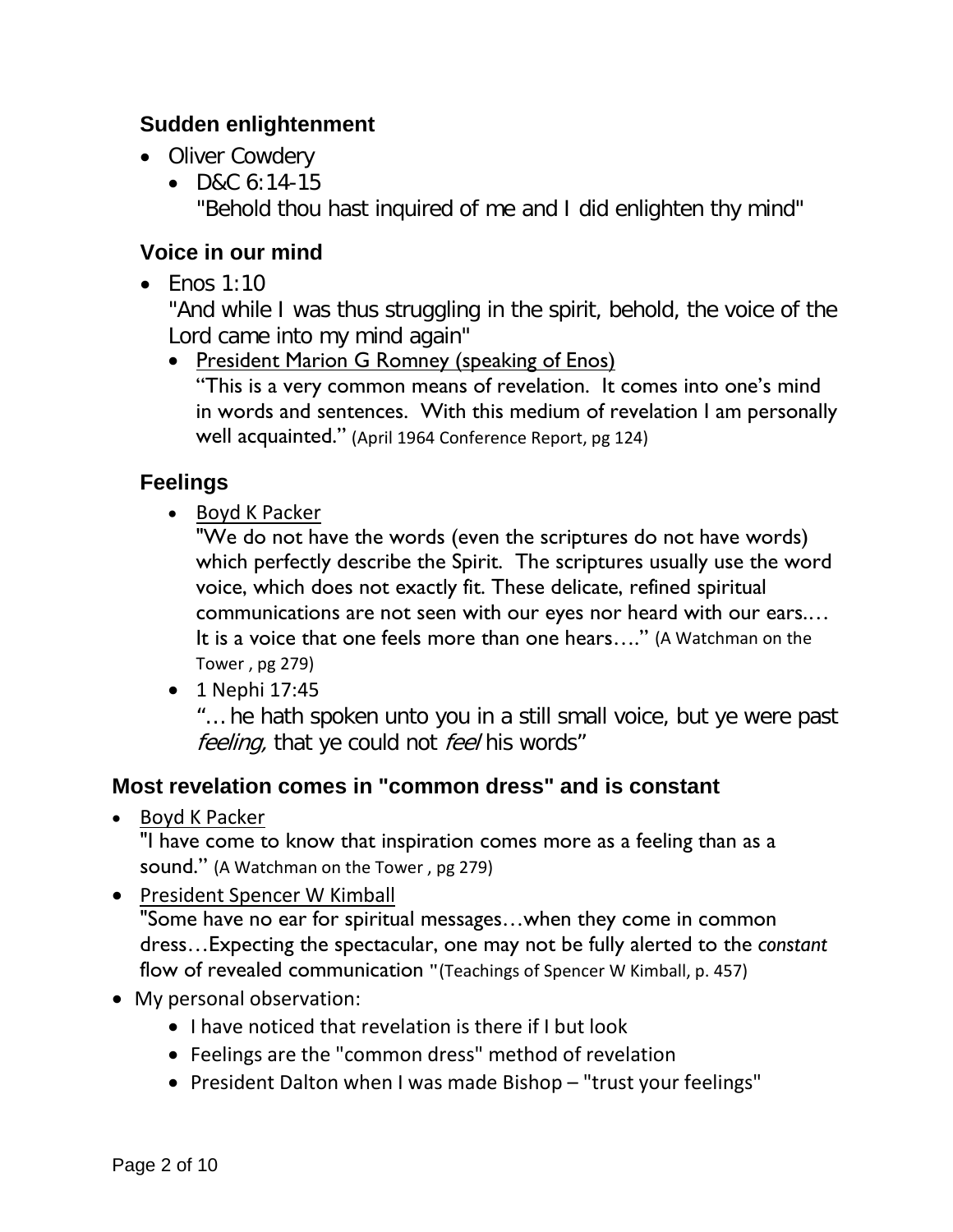### Sudden enlightenment

- Oliver Cowdery
  - D&C 6:14-15
    "Behold thou hast inquired of me and I did enlighten thy mind"

### Voice in our mind

- Enos 1:10
  "And while I was thus struggling in the spirit, behold, the voice of the Lord came into my mind again"
  - <u>President Marion G Romney (speaking of Enos)</u>
    "This is a very common means of revelation. It comes into one's mind in words and sentences. With this medium of revelation I am personally well acquainted." (April 1964 Conference Report, pg 124)

### Feelings

- <u>Boyd K Packer</u>
  "We do not have the words (even the scriptures do not have words) which perfectly describe the Spirit. The scriptures usually use the word voice, which does not exactly fit. These delicate, refined spiritual communications are not seen with our eyes nor heard with our ears.… It is a voice that one feels more than one hears…." (A Watchman on the Tower , pg 279)
- 1 Nephi 17:45
  "… he hath spoken unto you in a still small voice, but ye were past *feeling,* that ye could not *feel* his words"

### Most revelation comes in "common dress" and is constant

- <u>Boyd K Packer</u>
  "I have come to know that inspiration comes more as a feeling than as a sound." (A Watchman on the Tower , pg 279)
- <u>President Spencer W Kimball</u>
  "Some have no ear for spiritual messages…when they come in common dress…Expecting the spectacular, one may not be fully alerted to the *constant* flow of revealed communication "(Teachings of Spencer W Kimball, p. 457)
- My personal observation:
  - I have noticed that revelation is there if I but look
  - Feelings are the "common dress" method of revelation
  - President Dalton when I was made Bishop – "trust your feelings"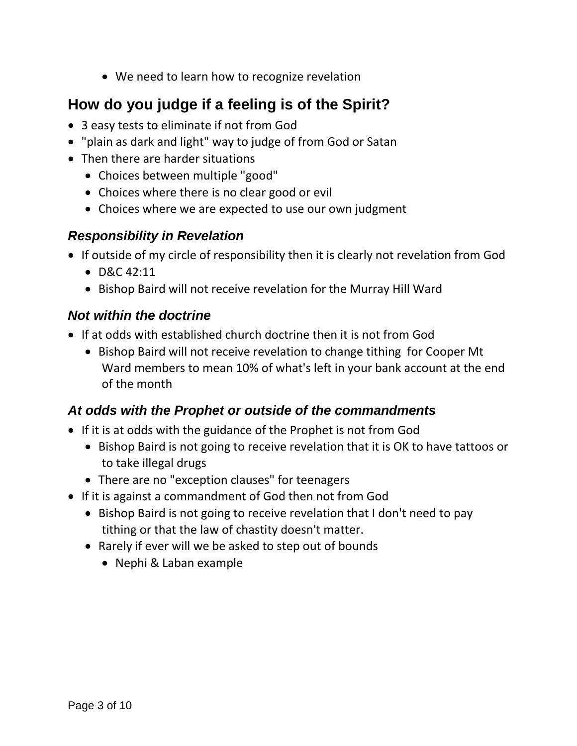- We need to learn how to recognize revelation

## How do you judge if a feeling is of the Spirit?

- 3 easy tests to eliminate if not from God
- "plain as dark and light" way to judge of from God or Satan
- Then there are harder situations
  - Choices between multiple "good"
  - Choices where there is no clear good or evil
  - Choices where we are expected to use our own judgment

### *Responsibility in Revelation*

- If outside of my circle of responsibility then it is clearly not revelation from God
  - D&C 42:11
  - Bishop Baird will not receive revelation for the Murray Hill Ward

### *Not within the doctrine*

- If at odds with established church doctrine then it is not from God
  - Bishop Baird will not receive revelation to change tithing for Cooper Mt Ward members to mean 10% of what's left in your bank account at the end of the month

### *At odds with the Prophet or outside of the commandments*

- If it is at odds with the guidance of the Prophet is not from God
  - Bishop Baird is not going to receive revelation that it is OK to have tattoos or to take illegal drugs
  - There are no "exception clauses" for teenagers
- If it is against a commandment of God then not from God
  - Bishop Baird is not going to receive revelation that I don't need to pay tithing or that the law of chastity doesn't matter.
  - Rarely if ever will we be asked to step out of bounds
    - Nephi & Laban example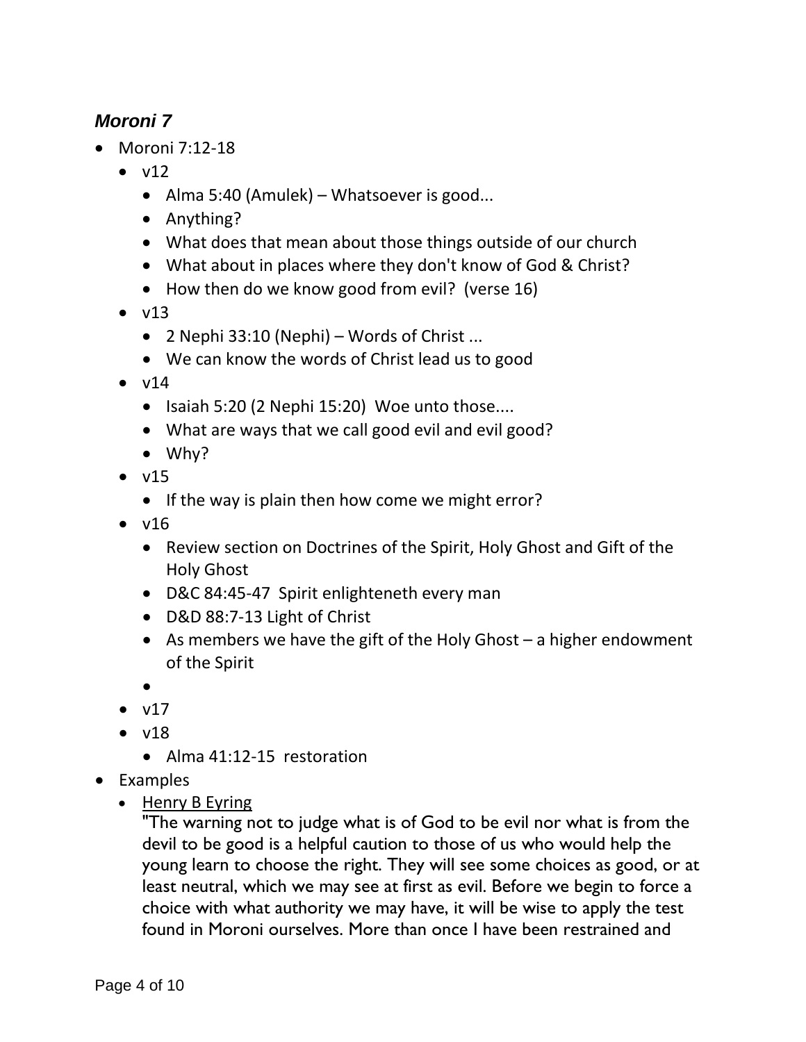### *Moroni 7*

- Moroni 7:12-18
  - v12
    - Alma 5:40 (Amulek) – Whatsoever is good...
    - Anything?
    - What does that mean about those things outside of our church
    - What about in places where they don't know of God & Christ?
    - How then do we know good from evil? (verse 16)
  - v13
    - 2 Nephi 33:10 (Nephi) – Words of Christ ...
    - We can know the words of Christ lead us to good
  - v14
    - Isaiah 5:20 (2 Nephi 15:20) Woe unto those....
    - What are ways that we call good evil and evil good?
    - Why?
  - v15
    - If the way is plain then how come we might error?
  - v16
    - Review section on Doctrines of the Spirit, Holy Ghost and Gift of the Holy Ghost
    - D&C 84:45-47 Spirit enlighteneth every man
    - D&D 88:7-13 Light of Christ
    - As members we have the gift of the Holy Ghost – a higher endowment of the Spirit
    -
  - v17
  - v18
    - Alma 41:12-15 restoration
- Examples
  - <u>Henry B Eyring</u>
    "The warning not to judge what is of God to be evil nor what is from the devil to be good is a helpful caution to those of us who would help the young learn to choose the right. They will see some choices as good, or at least neutral, which we may see at first as evil. Before we begin to force a choice with what authority we may have, it will be wise to apply the test found in Moroni ourselves. More than once I have been restrained and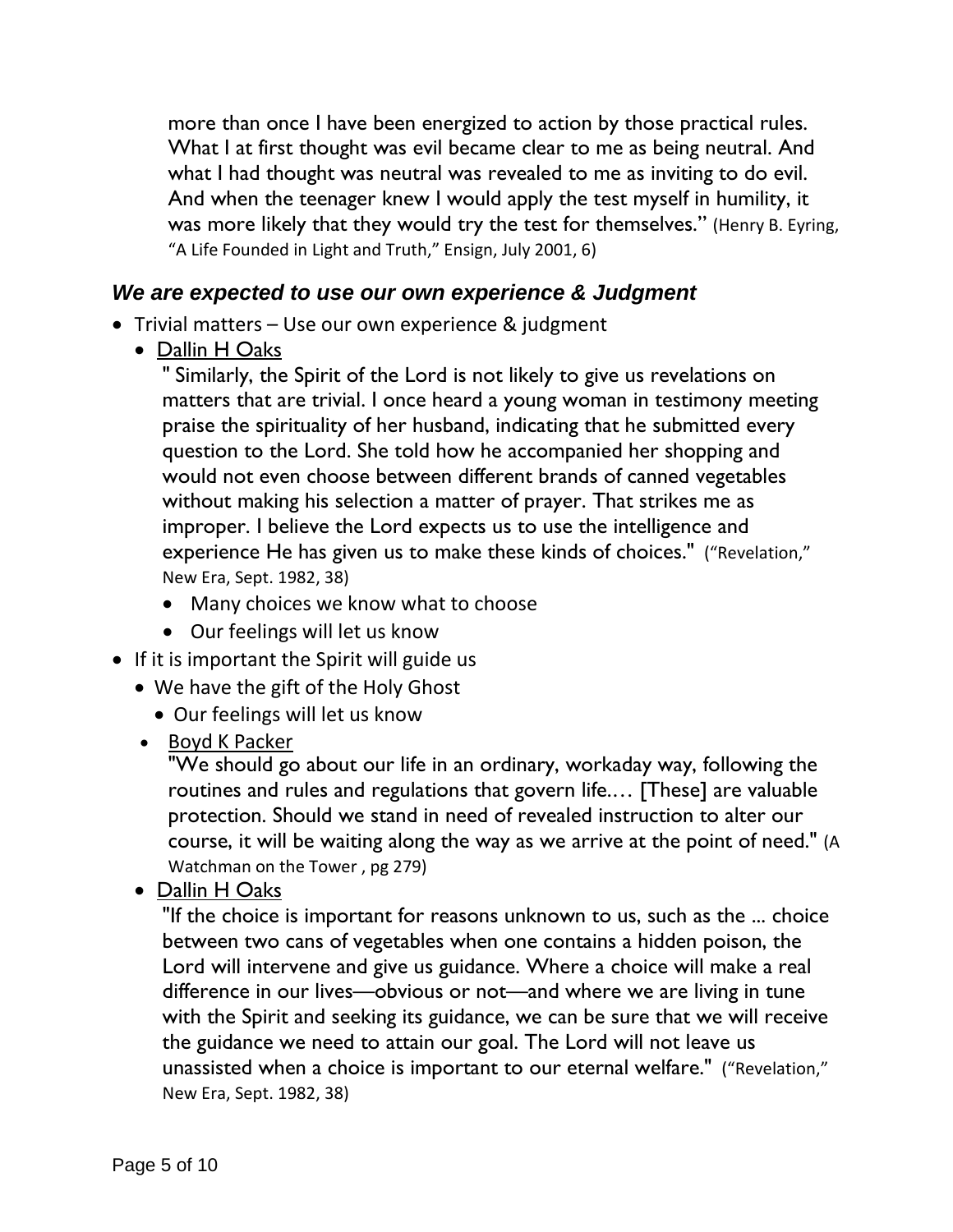more than once I have been energized to action by those practical rules. What I at first thought was evil became clear to me as being neutral. And what I had thought was neutral was revealed to me as inviting to do evil. And when the teenager knew I would apply the test myself in humility, it was more likely that they would try the test for themselves." (Henry B. Eyring, "A Life Founded in Light and Truth," Ensign, July 2001, 6)

### *We are expected to use our own experience & Judgment*

- Trivial matters – Use our own experience & judgment
  - Dallin H Oaks

    " Similarly, the Spirit of the Lord is not likely to give us revelations on matters that are trivial. I once heard a young woman in testimony meeting praise the spirituality of her husband, indicating that he submitted every question to the Lord. She told how he accompanied her shopping and would not even choose between different brands of canned vegetables without making his selection a matter of prayer. That strikes me as improper. I believe the Lord expects us to use the intelligence and experience He has given us to make these kinds of choices." ("Revelation," New Era, Sept. 1982, 38)
    - Many choices we know what to choose
    - Our feelings will let us know
- If it is important the Spirit will guide us
  - We have the gift of the Holy Ghost
    - Our feelings will let us know
  - Boyd K Packer

    "We should go about our life in an ordinary, workaday way, following the routines and rules and regulations that govern life.… [These] are valuable protection. Should we stand in need of revealed instruction to alter our course, it will be waiting along the way as we arrive at the point of need." (A Watchman on the Tower , pg 279)
  - Dallin H Oaks

    "If the choice is important for reasons unknown to us, such as the ... choice between two cans of vegetables when one contains a hidden poison, the Lord will intervene and give us guidance. Where a choice will make a real difference in our lives—obvious or not—and where we are living in tune with the Spirit and seeking its guidance, we can be sure that we will receive the guidance we need to attain our goal. The Lord will not leave us unassisted when a choice is important to our eternal welfare." ("Revelation," New Era, Sept. 1982, 38)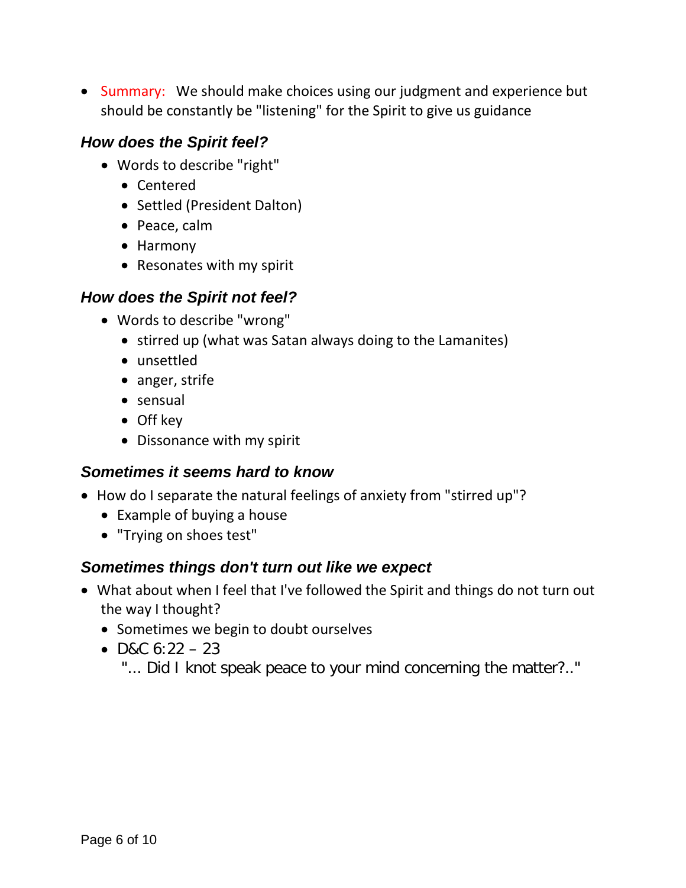- Summary: We should make choices using our judgment and experience but should be constantly be "listening" for the Spirit to give us guidance

### *How does the Spirit feel?*

- Words to describe "right"
  - Centered
  - Settled (President Dalton)
  - Peace, calm
  - Harmony
  - Resonates with my spirit

### *How does the Spirit not feel?*

- Words to describe "wrong"
  - stirred up (what was Satan always doing to the Lamanites)
  - unsettled
  - anger, strife
  - sensual
  - Off key
  - Dissonance with my spirit

### *Sometimes it seems hard to know*

- How do I separate the natural feelings of anxiety from "stirred up"?
  - Example of buying a house
  - "Trying on shoes test"

### *Sometimes things don't turn out like we expect*

- What about when I feel that I've followed the Spirit and things do not turn out the way I thought?
  - Sometimes we begin to doubt ourselves
  - D&C 6:22 – 23
    "... Did I knot speak peace to your mind concerning the matter?.."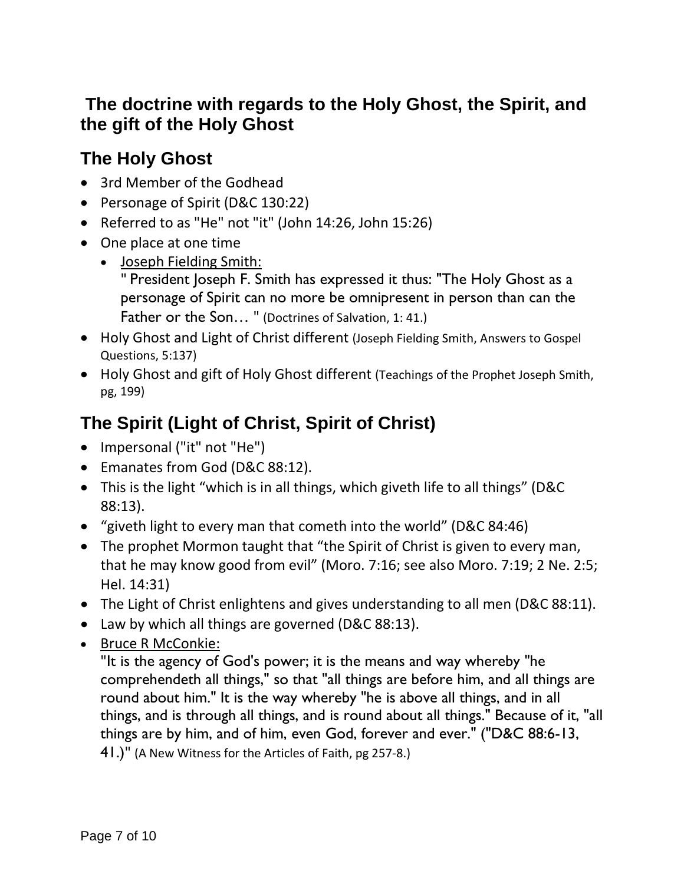## The doctrine with regards to the Holy Ghost, the Spirit, and the gift of the Holy Ghost

## The Holy Ghost

- 3rd Member of the Godhead
- Personage of Spirit (D&C 130:22)
- Referred to as "He" not "it" (John 14:26, John 15:26)
- One place at one time
  - Joseph Fielding Smith:
    " President Joseph F. Smith has expressed it thus: "The Holy Ghost as a personage of Spirit can no more be omnipresent in person than can the Father or the Son… " (Doctrines of Salvation, 1: 41.)
- Holy Ghost and Light of Christ different (Joseph Fielding Smith, Answers to Gospel Questions, 5:137)
- Holy Ghost and gift of Holy Ghost different (Teachings of the Prophet Joseph Smith, pg, 199)

## The Spirit (Light of Christ, Spirit of Christ)

- Impersonal ("it" not "He")
- Emanates from God (D&C 88:12).
- This is the light "which is in all things, which giveth life to all things" (D&C 88:13).
- "giveth light to every man that cometh into the world" (D&C 84:46)
- The prophet Mormon taught that "the Spirit of Christ is given to every man, that he may know good from evil" (Moro. 7:16; see also Moro. 7:19; 2 Ne. 2:5; Hel. 14:31)
- The Light of Christ enlightens and gives understanding to all men (D&C 88:11).
- Law by which all things are governed (D&C 88:13).
- Bruce R McConkie:
  "It is the agency of God's power; it is the means and way whereby "he comprehendeth all things," so that "all things are before him, and all things are round about him." It is the way whereby "he is above all things, and in all things, and is through all things, and is round about all things." Because of it, "all things are by him, and of him, even God, forever and ever." ("D&C 88:6-13, 41.)" (A New Witness for the Articles of Faith, pg 257-8.)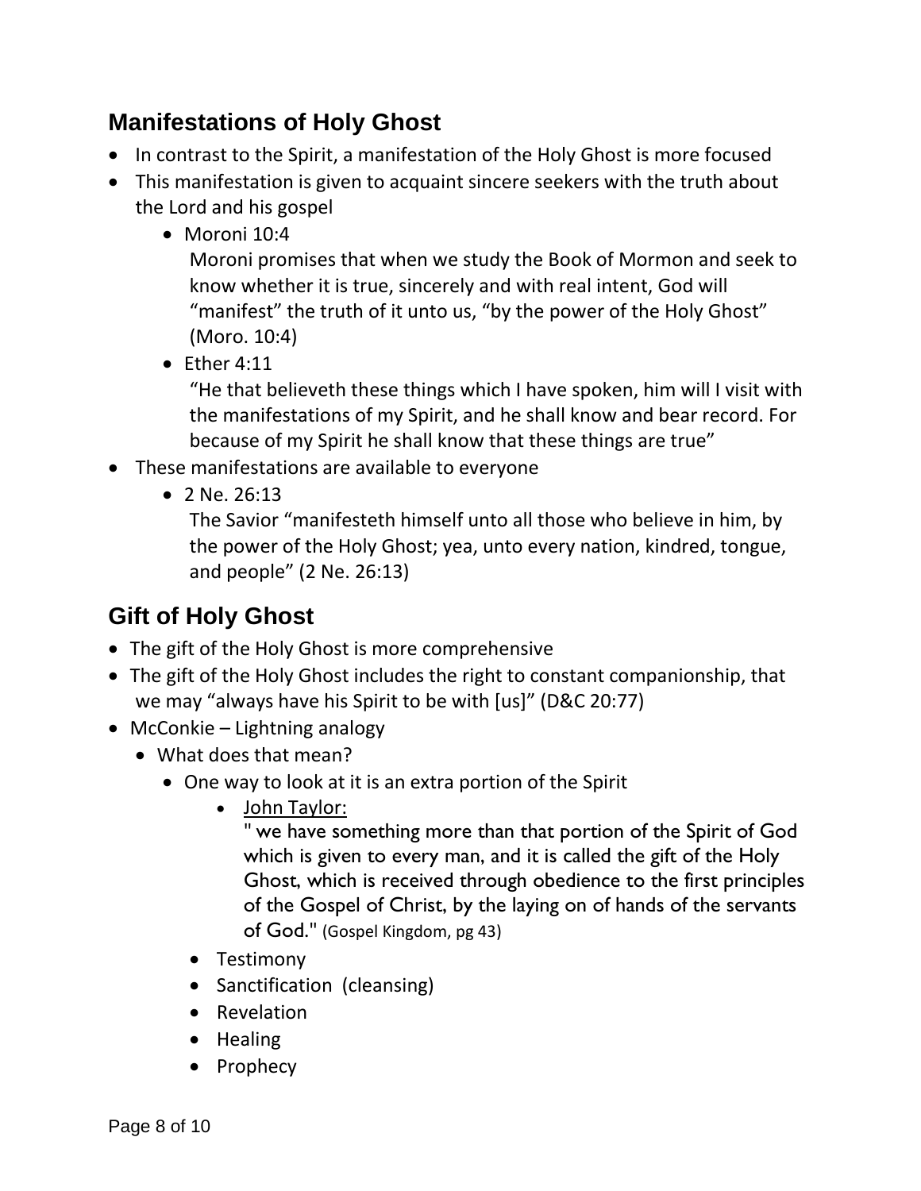## Manifestations of Holy Ghost

- In contrast to the Spirit, a manifestation of the Holy Ghost is more focused
- This manifestation is given to acquaint sincere seekers with the truth about the Lord and his gospel
  - Moroni 10:4
    Moroni promises that when we study the Book of Mormon and seek to know whether it is true, sincerely and with real intent, God will "manifest" the truth of it unto us, "by the power of the Holy Ghost" (Moro. 10:4)
  - Ether 4:11
    "He that believeth these things which I have spoken, him will I visit with the manifestations of my Spirit, and he shall know and bear record. For because of my Spirit he shall know that these things are true"
- These manifestations are available to everyone
  - 2 Ne. 26:13
    The Savior "manifesteth himself unto all those who believe in him, by the power of the Holy Ghost; yea, unto every nation, kindred, tongue, and people" (2 Ne. 26:13)

## Gift of Holy Ghost

- The gift of the Holy Ghost is more comprehensive
- The gift of the Holy Ghost includes the right to constant companionship, that we may "always have his Spirit to be with [us]" (D&C 20:77)
- McConkie – Lightning analogy
  - What does that mean?
    - One way to look at it is an extra portion of the Spirit
      - John Taylor:
        " we have something more than that portion of the Spirit of God which is given to every man, and it is called the gift of the Holy Ghost, which is received through obedience to the first principles of the Gospel of Christ, by the laying on of hands of the servants of God." (Gospel Kingdom, pg 43)
      - Testimony
      - Sanctification (cleansing)
      - Revelation
      - Healing
      - Prophecy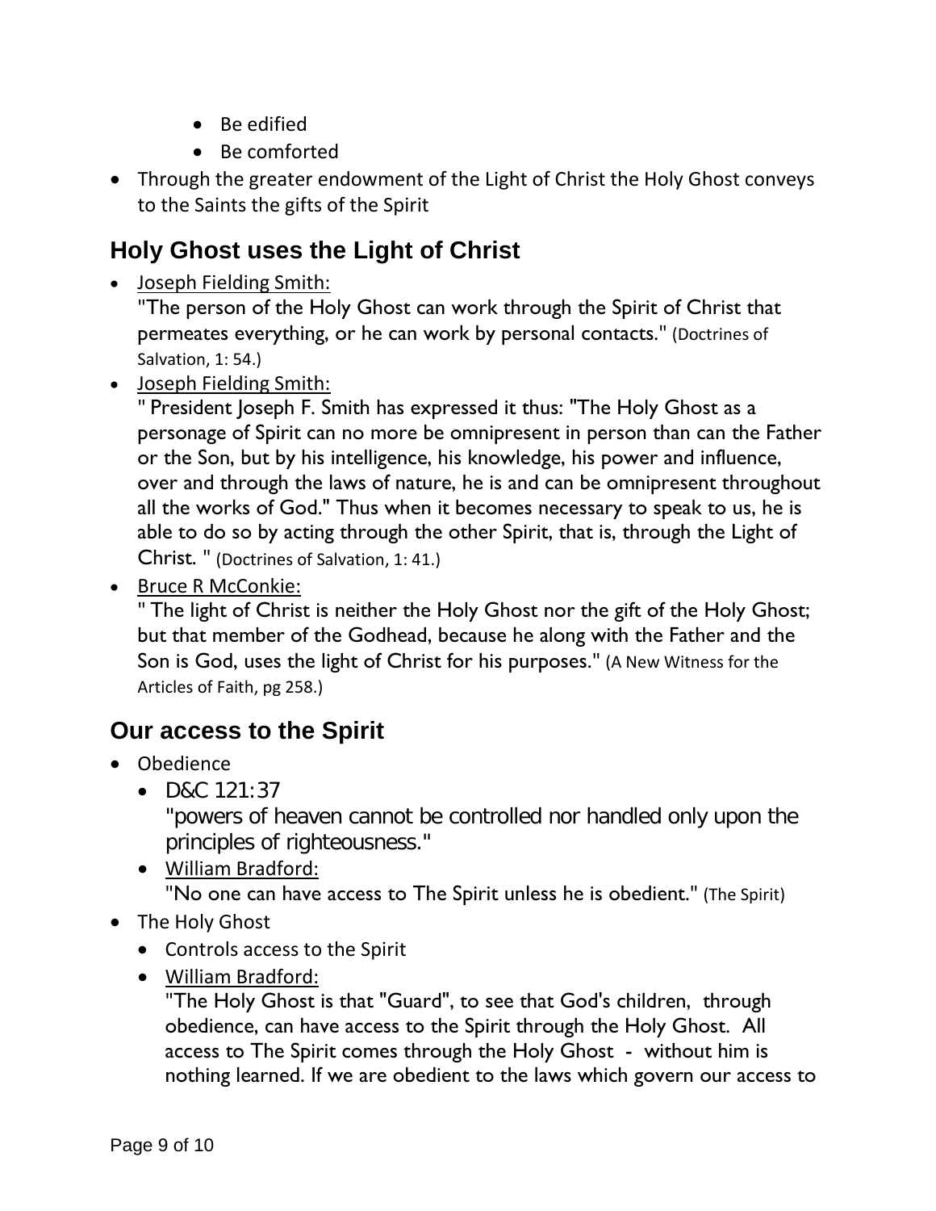- Be edified
    - Be comforted
- Through the greater endowment of the Light of Christ the Holy Ghost conveys to the Saints the gifts of the Spirit

## Holy Ghost uses the Light of Christ

- Joseph Fielding Smith:
  "The person of the Holy Ghost can work through the Spirit of Christ that permeates everything, or he can work by personal contacts." (Doctrines of Salvation, 1: 54.)
- Joseph Fielding Smith:
  " President Joseph F. Smith has expressed it thus: "The Holy Ghost as a personage of Spirit can no more be omnipresent in person than can the Father or the Son, but by his intelligence, his knowledge, his power and influence, over and through the laws of nature, he is and can be omnipresent throughout all the works of God." Thus when it becomes necessary to speak to us, he is able to do so by acting through the other Spirit, that is, through the Light of Christ. " (Doctrines of Salvation, 1: 41.)
- Bruce R McConkie:
  " The light of Christ is neither the Holy Ghost nor the gift of the Holy Ghost; but that member of the Godhead, because he along with the Father and the Son is God, uses the light of Christ for his purposes." (A New Witness for the Articles of Faith, pg 258.)

## Our access to the Spirit

- Obedience
  - D&C 121:37
    "powers of heaven cannot be controlled nor handled only upon the principles of righteousness."
  - William Bradford:
    "No one can have access to The Spirit unless he is obedient." (The Spirit)
- The Holy Ghost
  - Controls access to the Spirit
  - William Bradford:
    "The Holy Ghost is that "Guard", to see that God's children, through obedience, can have access to the Spirit through the Holy Ghost. All access to The Spirit comes through the Holy Ghost - without him is nothing learned. If we are obedient to the laws which govern our access to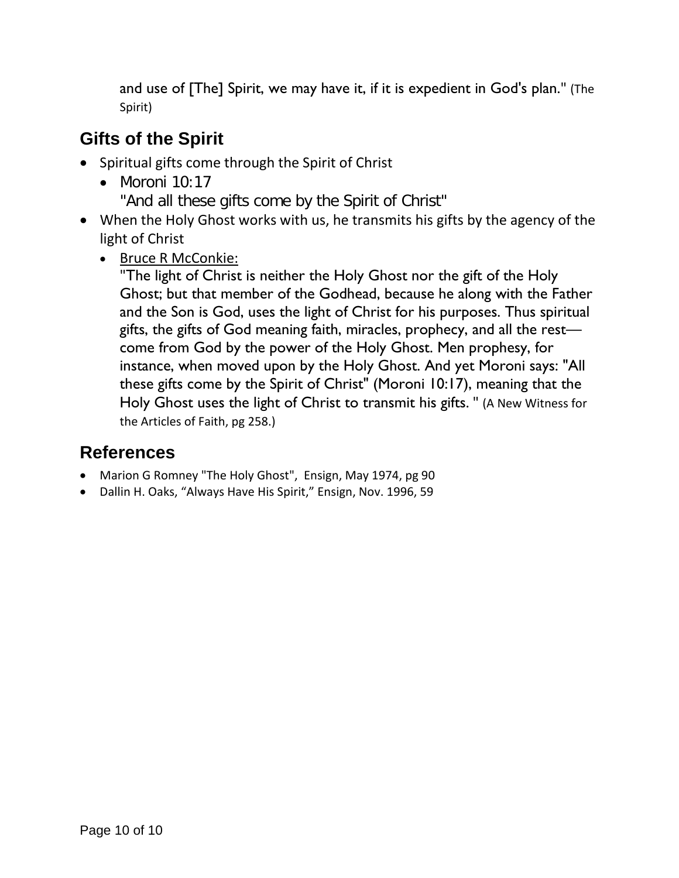and use of [The] Spirit, we may have it, if it is expedient in God's plan." (The Spirit)

## Gifts of the Spirit

- Spiritual gifts come through the Spirit of Christ
  - Moroni 10:17
    "And all these gifts come by the Spirit of Christ"
- When the Holy Ghost works with us, he transmits his gifts by the agency of the light of Christ
  - Bruce R McConkie:
    "The light of Christ is neither the Holy Ghost nor the gift of the Holy Ghost; but that member of the Godhead, because he along with the Father and the Son is God, uses the light of Christ for his purposes. Thus spiritual gifts, the gifts of God meaning faith, miracles, prophecy, and all the rest—come from God by the power of the Holy Ghost. Men prophesy, for instance, when moved upon by the Holy Ghost. And yet Moroni says: "All these gifts come by the Spirit of Christ" (Moroni 10:17), meaning that the Holy Ghost uses the light of Christ to transmit his gifts. " (A New Witness for the Articles of Faith, pg 258.)

## References

- Marion G Romney "The Holy Ghost", Ensign, May 1974, pg 90
- Dallin H. Oaks, "Always Have His Spirit," Ensign, Nov. 1996, 59